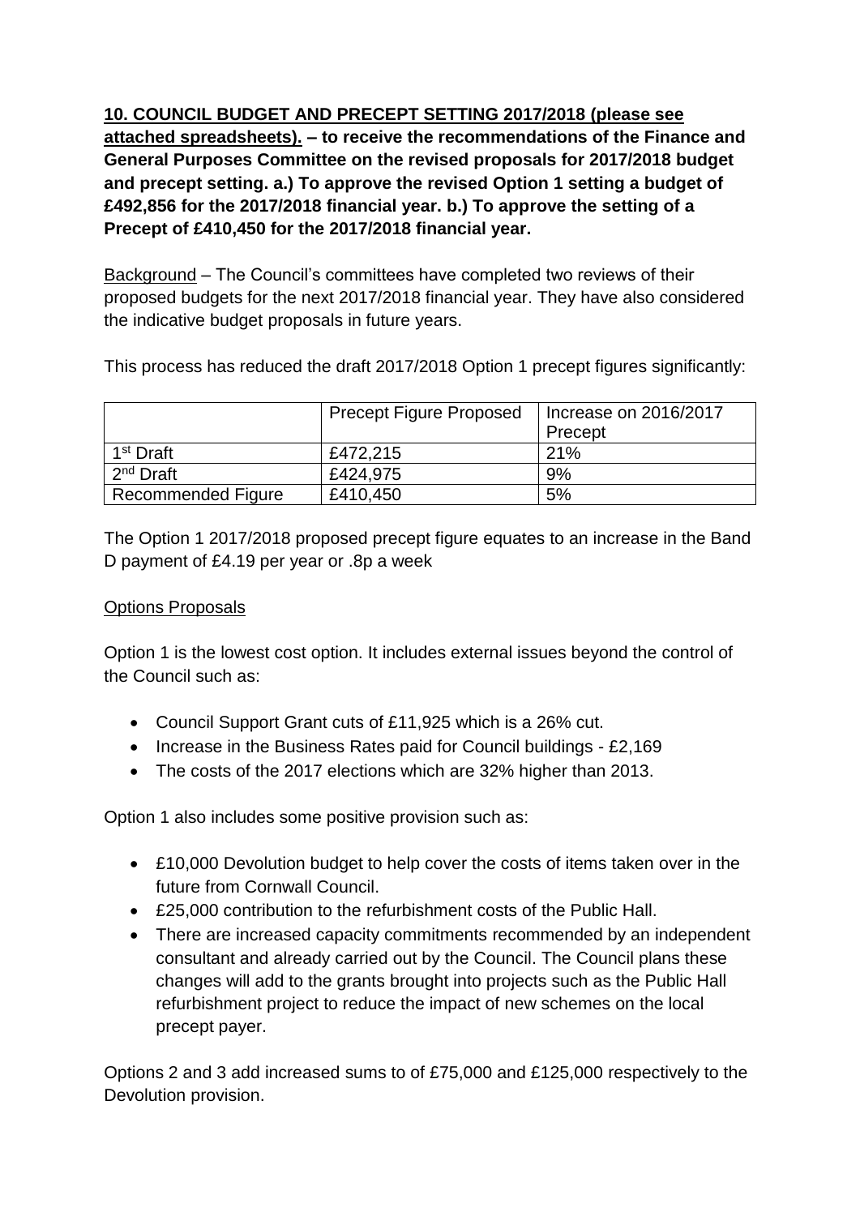**<u>10. COUNCIL BUDGET AND PRECEPT SETTING 2017/2018 (please see attached spreadsheets).</u> – to receive the recommendations of the Finance and General Purposes Committee on the revised proposals for 2017/2018 budget and precept setting. a.) To approve the revised Option 1 setting a budget of £492,856 for the 2017/2018 financial year. b.) To approve the setting of a Precept of £410,450 for the 2017/2018 financial year.**

<u>Background</u> – The Council's committees have completed two reviews of their proposed budgets for the next 2017/2018 financial year. They have also considered the indicative budget proposals in future years.

This process has reduced the draft 2017/2018 Option 1 precept figures significantly:

| | Precept Figure Proposed | Increase on 2016/2017 Precept |
|---|---|---|
| 1st Draft | £472,215 | 21% |
| 2nd Draft | £424,975 | 9% |
| Recommended Figure | £410,450 | 5% |

The Option 1 2017/2018 proposed precept figure equates to an increase in the Band D payment of £4.19 per year or .8p a week

<u>Options Proposals</u>

Option 1 is the lowest cost option. It includes external issues beyond the control of the Council such as:

- Council Support Grant cuts of £11,925 which is a 26% cut.
- Increase in the Business Rates paid for Council buildings - £2,169
- The costs of the 2017 elections which are 32% higher than 2013.

Option 1 also includes some positive provision such as:

- £10,000 Devolution budget to help cover the costs of items taken over in the future from Cornwall Council.
- £25,000 contribution to the refurbishment costs of the Public Hall.
- There are increased capacity commitments recommended by an independent consultant and already carried out by the Council. The Council plans these changes will add to the grants brought into projects such as the Public Hall refurbishment project to reduce the impact of new schemes on the local precept payer.

Options 2 and 3 add increased sums to of £75,000 and £125,000 respectively to the Devolution provision.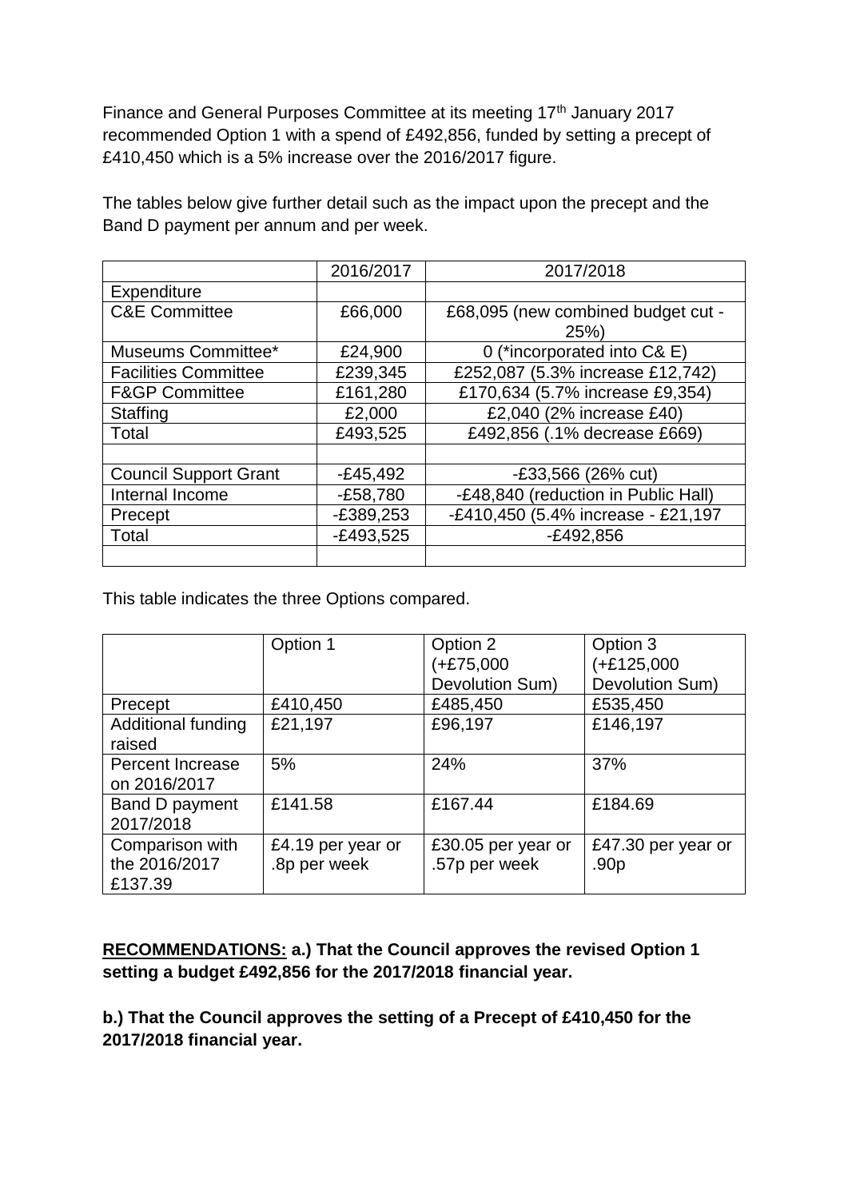Finance and General Purposes Committee at its meeting 17th January 2017 recommended Option 1 with a spend of £492,856, funded by setting a precept of £410,450 which is a 5% increase over the 2016/2017 figure.

The tables below give further detail such as the impact upon the precept and the Band D payment per annum and per week.

| | 2016/2017 | 2017/2018 |
|---|---|---|
| Expenditure | | |
| C&E Committee | £66,000 | £68,095 (new combined budget cut - 25%) |
| Museums Committee* | £24,900 | 0 (*incorporated into C& E) |
| Facilities Committee | £239,345 | £252,087 (5.3% increase £12,742) |
| F&GP Committee | £161,280 | £170,634 (5.7% increase £9,354) |
| Staffing | £2,000 | £2,040 (2% increase £40) |
| Total | £493,525 | £492,856 (.1% decrease £669) |
| | | |
| Council Support Grant | -£45,492 | -£33,566 (26% cut) |
| Internal Income | -£58,780 | -£48,840 (reduction in Public Hall) |
| Precept | -£389,253 | -£410,450 (5.4% increase - £21,197 |
| Total | -£493,525 | -£492,856 |
| | | |

This table indicates the three Options compared.

| | Option 1 | Option 2 (+£75,000 Devolution Sum) | Option 3 (+£125,000 Devolution Sum) |
|---|---|---|---|
| Precept | £410,450 | £485,450 | £535,450 |
| Additional funding raised | £21,197 | £96,197 | £146,197 |
| Percent Increase on 2016/2017 | 5% | 24% | 37% |
| Band D payment 2017/2018 | £141.58 | £167.44 | £184.69 |
| Comparison with the 2016/2017 £137.39 | £4.19 per year or .8p per week | £30.05 per year or .57p per week | £47.30 per year or .90p |

**<u>RECOMMENDATIONS:</u> a.) That the Council approves the revised Option 1 setting a budget £492,856 for the 2017/2018 financial year.**

**b.) That the Council approves the setting of a Precept of £410,450 for the 2017/2018 financial year.**